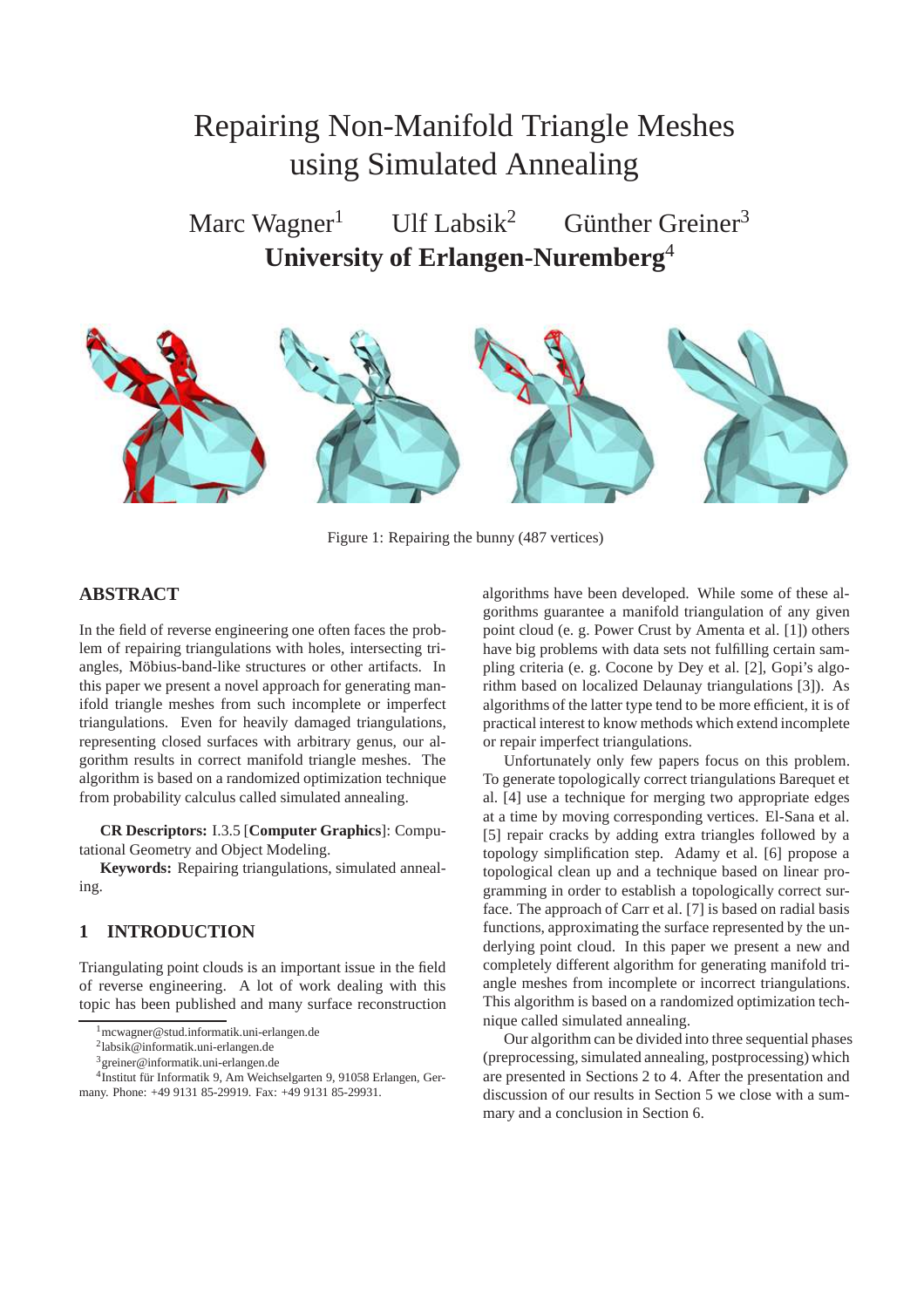# Repairing Non-Manifold Triangle Meshes using Simulated Annealing

Marc Wagner[1] Ulf Labsik[2] Günther Greiner[3]

**University of Erlangen-Nuremberg**[4]

Figure 1: Repairing the bunny (487 vertices)

## ABSTRACT

In the field of reverse engineering one often faces the problem of repairing triangulations with holes, intersecting triangles, Möbius-band-like structures or other artifacts. In this paper we present a novel approach for generating manifold triangle meshes from such incomplete or imperfect triangulations. Even for heavily damaged triangulations, representing closed surfaces with arbitrary genus, our algorithm results in correct manifold triangle meshes. The algorithm is based on a randomized optimization technique from probability calculus called simulated annealing.

**CR Descriptors:** I.3.5 [**Computer Graphics**]: Computational Geometry and Object Modeling.

**Keywords:** Repairing triangulations, simulated annealing.

## 1 INTRODUCTION

Triangulating point clouds is an important issue in the field of reverse engineering. A lot of work dealing with this topic has been published and many surface reconstruction algorithms have been developed. While some of these algorithms guarantee a manifold triangulation of any given point cloud (e. g. Power Crust by Amenta et al. [1]) others have big problems with data sets not fulfilling certain sampling criteria (e. g. Cocone by Dey et al. [2], Gopi's algorithm based on localized Delaunay triangulations [3]). As algorithms of the latter type tend to be more efficient, it is of practical interest to know methods which extend incomplete or repair imperfect triangulations.

Unfortunately only few papers focus on this problem. To generate topologically correct triangulations Barequet et al. [4] use a technique for merging two appropriate edges at a time by moving corresponding vertices. El-Sana et al. [5] repair cracks by adding extra triangles followed by a topology simplification step. Adamy et al. [6] propose a topological clean up and a technique based on linear programming in order to establish a topologically correct surface. The approach of Carr et al. [7] is based on radial basis functions, approximating the surface represented by the underlying point cloud. In this paper we present a new and completely different algorithm for generating manifold triangle meshes from incomplete or incorrect triangulations. This algorithm is based on a randomized optimization technique called simulated annealing.

Our algorithm can be divided into three sequential phases (preprocessing, simulated annealing, postprocessing) which are presented in Sections 2 to 4. After the presentation and discussion of our results in Section 5 we close with a summary and a conclusion in Section 6.

---

[1] mcwagner@stud.informatik.uni-erlangen.de

[2] labsik@informatik.uni-erlangen.de

[3] greiner@informatik.uni-erlangen.de

[4] Institut für Informatik 9, Am Weichselgarten 9, 91058 Erlangen, Germany. Phone: +49 9131 85-29919. Fax: +49 9131 85-29931.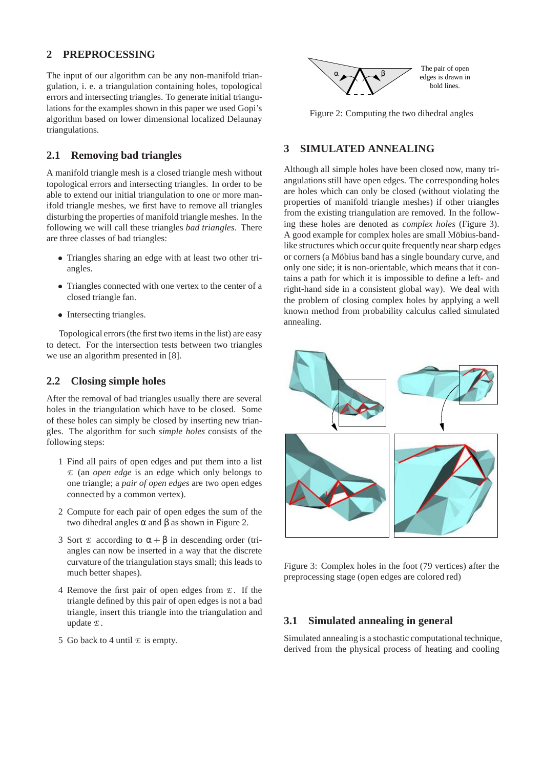## 2 PREPROCESSING

The input of our algorithm can be any non-manifold triangulation, i. e. a triangulation containing holes, topological errors and intersecting triangles. To generate initial triangulations for the examples shown in this paper we used Gopi's algorithm based on lower dimensional localized Delaunay triangulations.

### 2.1 Removing bad triangles

A manifold triangle mesh is a closed triangle mesh without topological errors and intersecting triangles. In order to be able to extend our initial triangulation to one or more manifold triangle meshes, we first have to remove all triangles disturbing the properties of manifold triangle meshes. In the following we will call these triangles *bad triangles*. There are three classes of bad triangles:

- Triangles sharing an edge with at least two other triangles.
- Triangles connected with one vertex to the center of a closed triangle fan.
- Intersecting triangles.

Topological errors (the first two items in the list) are easy to detect. For the intersection tests between two triangles we use an algorithm presented in [8].

### 2.2 Closing simple holes

After the removal of bad triangles usually there are several holes in the triangulation which have to be closed. Some of these holes can simply be closed by inserting new triangles. The algorithm for such *simple holes* consists of the following steps:

1. Find all pairs of open edges and put them into a list $\mathcal{E}$ (an *open edge* is an edge which only belongs to one triangle; a *pair of open edges* are two open edges connected by a common vertex).
2. Compute for each pair of open edges the sum of the two dihedral angles $\alpha$ and $\beta$ as shown in Figure 2.
3. Sort $\mathcal{E}$ according to $\alpha + \beta$ in descending order (triangles can now be inserted in a way that the discrete curvature of the triangulation stays small; this leads to much better shapes).
4. Remove the first pair of open edges from $\mathcal{E}$. If the triangle defined by this pair of open edges is not a bad triangle, insert this triangle into the triangulation and update $\mathcal{E}$.
5. Go back to 4 until $\mathcal{E}$ is empty.

The pair of open edges is drawn in bold lines.

Figure 2: Computing the two dihedral angles

## 3 SIMULATED ANNEALING

Although all simple holes have been closed now, many triangulations still have open edges. The corresponding holes are holes which can only be closed (without violating the properties of manifold triangle meshes) if other triangles from the existing triangulation are removed. In the following these holes are denoted as *complex holes* (Figure 3). A good example for complex holes are small Möbius-band-like structures which occur quite frequently near sharp edges or corners (a Möbius band has a single boundary curve, and only one side; it is non-orientable, which means that it contains a path for which it is impossible to define a left- and right-hand side in a consistent global way). We deal with the problem of closing complex holes by applying a well known method from probability calculus called simulated annealing.

Figure 3: Complex holes in the foot (79 vertices) after the preprocessing stage (open edges are colored red)

### 3.1 Simulated annealing in general

Simulated annealing is a stochastic computational technique, derived from the physical process of heating and cooling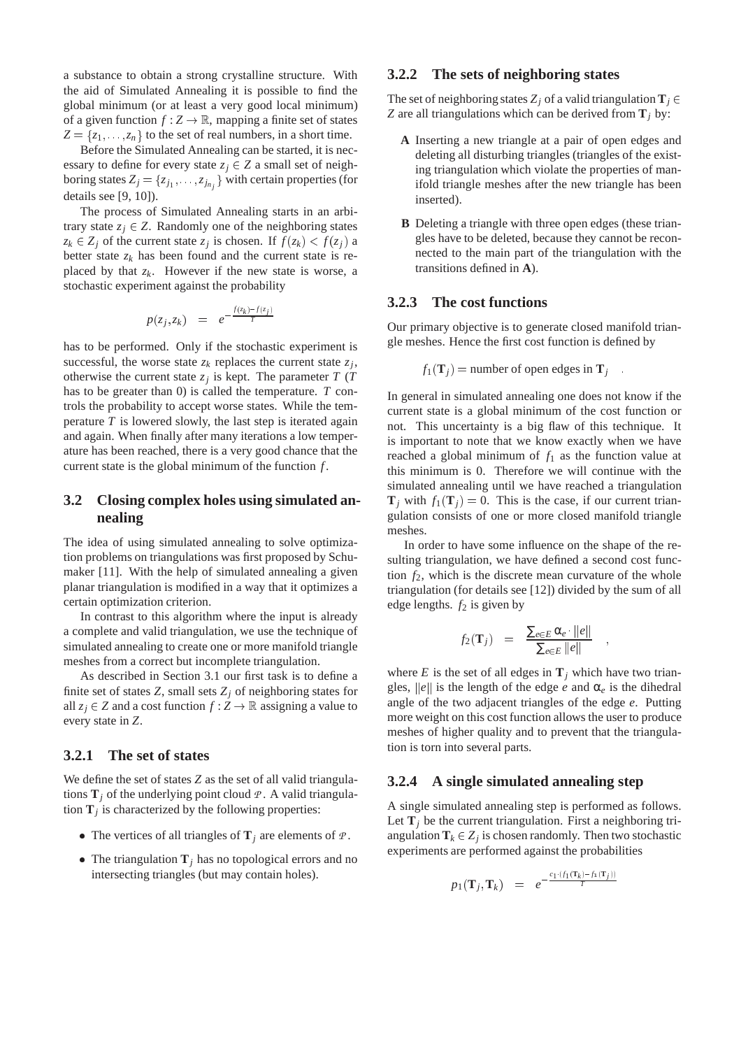a substance to obtain a strong crystalline structure. With the aid of Simulated Annealing it is possible to find the global minimum (or at least a very good local minimum) of a given function $f : Z \to \mathbb{R}$, mapping a finite set of states $Z = \{z_1, \ldots, z_n\}$ to the set of real numbers, in a short time.

Before the Simulated Annealing can be started, it is necessary to define for every state $z_j \in Z$ a small set of neighboring states $Z_j = \{z_{j_1}, \ldots, z_{j_{n_j}}\}$ with certain properties (for details see [9, 10]).

The process of Simulated Annealing starts in an arbitrary state $z_j \in Z$. Randomly one of the neighboring states $z_k \in Z_j$ of the current state $z_j$ is chosen. If $f(z_k) < f(z_j)$ a better state $z_k$ has been found and the current state is replaced by that $z_k$. However if the new state is worse, a stochastic experiment against the probability

$$p(z_j, z_k) \quad = \quad e^{-\frac{f(z_k) - f(z_j)}{T}}$$

has to be performed. Only if the stochastic experiment is successful, the worse state $z_k$ replaces the current state $z_j$, otherwise the current state $z_j$ is kept. The parameter $T$ ($T$ has to be greater than 0) is called the temperature. $T$ controls the probability to accept worse states. While the temperature $T$ is lowered slowly, the last step is iterated again and again. When finally after many iterations a low temperature has been reached, there is a very good chance that the current state is the global minimum of the function $f$.

## 3.2 Closing complex holes using simulated annealing

The idea of using simulated annealing to solve optimization problems on triangulations was first proposed by Schumaker [11]. With the help of simulated annealing a given planar triangulation is modified in a way that it optimizes a certain optimization criterion.

In contrast to this algorithm where the input is already a complete and valid triangulation, we use the technique of simulated annealing to create one or more manifold triangle meshes from a correct but incomplete triangulation.

As described in Section 3.1 our first task is to define a finite set of states $Z$, small sets $Z_j$ of neighboring states for all $z_j \in Z$ and a cost function $f : Z \to \mathbb{R}$ assigning a value to every state in $Z$.

### 3.2.1 The set of states

We define the set of states $Z$ as the set of all valid triangulations $\mathbf{T}_j$ of the underlying point cloud $\mathcal{P}$. A valid triangulation $\mathbf{T}_j$ is characterized by the following properties:

- The vertices of all triangles of $\mathbf{T}_j$ are elements of $\mathcal{P}$.
- The triangulation $\mathbf{T}_j$ has no topological errors and no intersecting triangles (but may contain holes).

### 3.2.2 The sets of neighboring states

The set of neighboring states $Z_j$ of a valid triangulation $\mathbf{T}_j \in Z$ are all triangulations which can be derived from $\mathbf{T}_j$ by:

- **A** Inserting a new triangle at a pair of open edges and deleting all disturbing triangles (triangles of the existing triangulation which violate the properties of manifold triangle meshes after the new triangle has been inserted).
- **B** Deleting a triangle with three open edges (these triangles have to be deleted, because they cannot be reconnected to the main part of the triangulation with the transitions defined in **A**).

### 3.2.3 The cost functions

Our primary objective is to generate closed manifold triangle meshes. Hence the first cost function is defined by

$$f_1(\mathbf{T}_j) = \text{number of open edges in } \mathbf{T}_j \quad .$$

In general in simulated annealing one does not know if the current state is a global minimum of the cost function or not. This uncertainty is a big flaw of this technique. It is important to note that we know exactly when we have reached a global minimum of $f_1$ as the function value at this minimum is 0. Therefore we will continue with the simulated annealing until we have reached a triangulation $\mathbf{T}_j$ with $f_1(\mathbf{T}_j) = 0$. This is the case, if our current triangulation consists of one or more closed manifold triangle meshes.

In order to have some influence on the shape of the resulting triangulation, we have defined a second cost function $f_2$, which is the discrete mean curvature of the whole triangulation (for details see [12]) divided by the sum of all edge lengths. $f_2$ is given by

$$f_2(\mathbf{T}_j) \quad = \quad \frac{\sum_{e \in E} \alpha_e \cdot \|e\|}{\sum_{e \in E} \|e\|} \quad ,$$

where $E$ is the set of all edges in $\mathbf{T}_j$ which have two triangles, $\|e\|$ is the length of the edge $e$ and $\alpha_e$ is the dihedral angle of the two adjacent triangles of the edge $e$. Putting more weight on this cost function allows the user to produce meshes of higher quality and to prevent that the triangulation is torn into several parts.

### 3.2.4 A single simulated annealing step

A single simulated annealing step is performed as follows. Let $\mathbf{T}_j$ be the current triangulation. First a neighboring triangulation $\mathbf{T}_k \in Z_j$ is chosen randomly. Then two stochastic experiments are performed against the probabilities

$$p_1(\mathbf{T}_j, \mathbf{T}_k) \quad = \quad e^{-\frac{c_1 \cdot (f_1(\mathbf{T}_k) - f_1(\mathbf{T}_j))}{T}}$$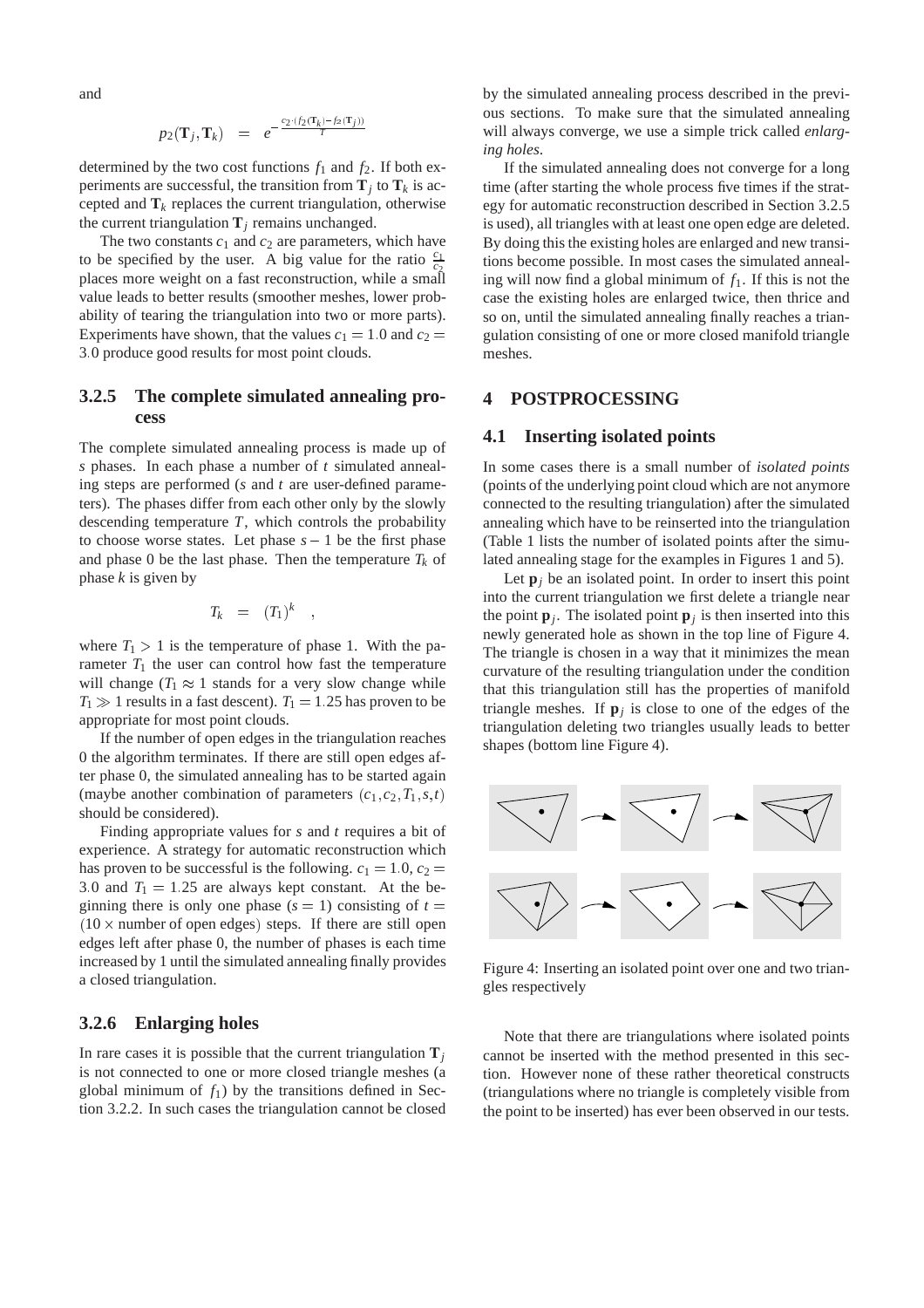and

$$p_2(\mathbf{T}_j, \mathbf{T}_k) \;=\; e^{-\frac{c_2 \cdot (f_2(\mathbf{T}_k) - f_2(\mathbf{T}_j))}{T}}$$

determined by the two cost functions $f_1$ and $f_2$. If both experiments are successful, the transition from $\mathbf{T}_j$ to $\mathbf{T}_k$ is accepted and $\mathbf{T}_k$ replaces the current triangulation, otherwise the current triangulation $\mathbf{T}_j$ remains unchanged.

The two constants $c_1$ and $c_2$ are parameters, which have to be specified by the user. A big value for the ratio $\frac{c_1}{c_2}$ places more weight on a fast reconstruction, while a small value leads to better results (smoother meshes, lower probability of tearing the triangulation into two or more parts). Experiments have shown, that the values $c_1 = 1.0$ and $c_2 = 3.0$ produce good results for most point clouds.

### 3.2.5 The complete simulated annealing process

The complete simulated annealing process is made up of $s$ phases. In each phase a number of $t$ simulated annealing steps are performed ($s$ and $t$ are user-defined parameters). The phases differ from each other only by the slowly descending temperature $T$, which controls the probability to choose worse states. Let phase $s-1$ be the first phase and phase 0 be the last phase. Then the temperature $T_k$ of phase $k$ is given by

$$T_k \;=\; (T_1)^k \quad ,$$

where $T_1 > 1$ is the temperature of phase 1. With the parameter $T_1$ the user can control how fast the temperature will change ($T_1 \approx 1$ stands for a very slow change while $T_1 \gg 1$ results in a fast descent). $T_1 = 1.25$ has proven to be appropriate for most point clouds.

If the number of open edges in the triangulation reaches 0 the algorithm terminates. If there are still open edges after phase 0, the simulated annealing has to be started again (maybe another combination of parameters $(c_1, c_2, T_1, s, t)$ should be considered).

Finding appropriate values for $s$ and $t$ requires a bit of experience. A strategy for automatic reconstruction which has proven to be successful is the following. $c_1 = 1.0$, $c_2 = 3.0$ and $T_1 = 1.25$ are always kept constant. At the beginning there is only one phase ($s = 1$) consisting of $t = (10 \times \text{number of open edges})$ steps. If there are still open edges left after phase 0, the number of phases is each time increased by 1 until the simulated annealing finally provides a closed triangulation.

### 3.2.6 Enlarging holes

In rare cases it is possible that the current triangulation $\mathbf{T}_j$ is not connected to one or more closed triangle meshes (a global minimum of $f_1$) by the transitions defined in Section 3.2.2. In such cases the triangulation cannot be closed by the simulated annealing process described in the previous sections. To make sure that the simulated annealing will always converge, we use a simple trick called *enlarging holes*.

If the simulated annealing does not converge for a long time (after starting the whole process five times if the strategy for automatic reconstruction described in Section 3.2.5 is used), all triangles with at least one open edge are deleted. By doing this the existing holes are enlarged and new transitions become possible. In most cases the simulated annealing will now find a global minimum of $f_1$. If this is not the case the existing holes are enlarged twice, then thrice and so on, until the simulated annealing finally reaches a triangulation consisting of one or more closed manifold triangle meshes.

## 4 POSTPROCESSING

### 4.1 Inserting isolated points

In some cases there is a small number of *isolated points* (points of the underlying point cloud which are not anymore connected to the resulting triangulation) after the simulated annealing which have to be reinserted into the triangulation (Table 1 lists the number of isolated points after the simulated annealing stage for the examples in Figures 1 and 5).

Let $\mathbf{p}_j$ be an isolated point. In order to insert this point into the current triangulation we first delete a triangle near the point $\mathbf{p}_j$. The isolated point $\mathbf{p}_j$ is then inserted into this newly generated hole as shown in the top line of Figure 4. The triangle is chosen in a way that it minimizes the mean curvature of the resulting triangulation under the condition that this triangulation still has the properties of manifold triangle meshes. If $\mathbf{p}_j$ is close to one of the edges of the triangulation deleting two triangles usually leads to better shapes (bottom line Figure 4).

Figure 4: Inserting an isolated point over one and two triangles respectively

Note that there are triangulations where isolated points cannot be inserted with the method presented in this section. However none of these rather theoretical constructs (triangulations where no triangle is completely visible from the point to be inserted) has ever been observed in our tests.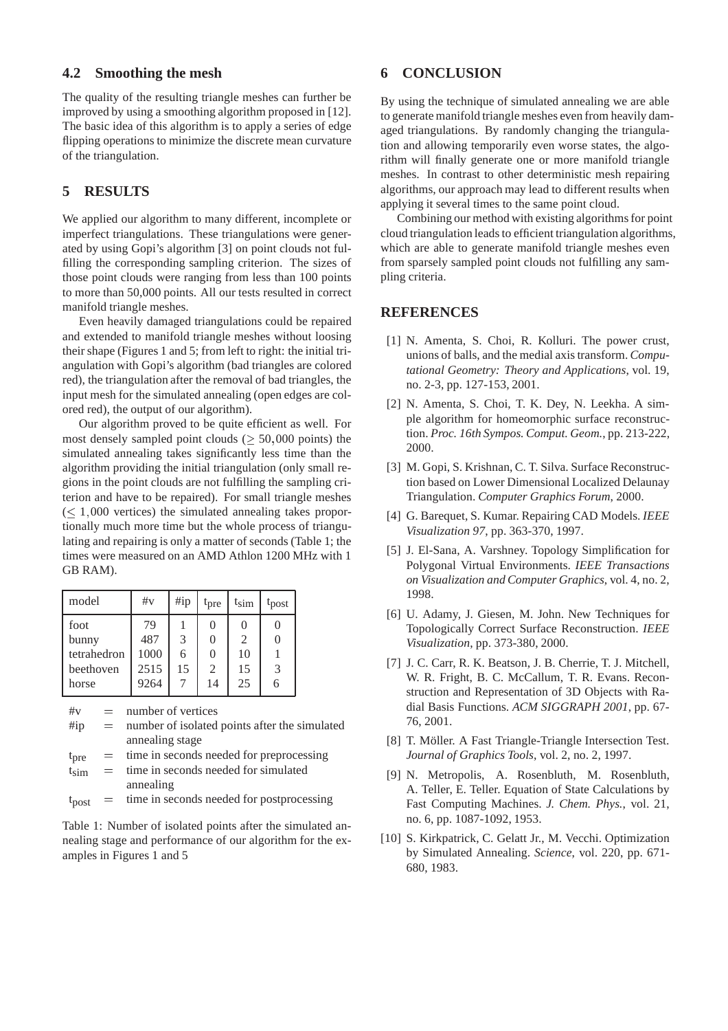### 4.2 Smoothing the mesh

The quality of the resulting triangle meshes can further be improved by using a smoothing algorithm proposed in [12]. The basic idea of this algorithm is to apply a series of edge flipping operations to minimize the discrete mean curvature of the triangulation.

## 5 RESULTS

We applied our algorithm to many different, incomplete or imperfect triangulations. These triangulations were generated by using Gopi's algorithm [3] on point clouds not fulfilling the corresponding sampling criterion. The sizes of those point clouds were ranging from less than 100 points to more than 50,000 points. All our tests resulted in correct manifold triangle meshes.

Even heavily damaged triangulations could be repaired and extended to manifold triangle meshes without loosing their shape (Figures 1 and 5; from left to right: the initial triangulation with Gopi's algorithm (bad triangles are colored red), the triangulation after the removal of bad triangles, the input mesh for the simulated annealing (open edges are colored red), the output of our algorithm).

Our algorithm proved to be quite efficient as well. For most densely sampled point clouds ($\geq 50,000$ points) the simulated annealing takes significantly less time than the algorithm providing the initial triangulation (only small regions in the point clouds are not fulfilling the sampling criterion and have to be repaired). For small triangle meshes ($\leq 1,000$ vertices) the simulated annealing takes proportionally much more time but the whole process of triangulating and repairing is only a matter of seconds (Table 1; the times were measured on an AMD Athlon 1200 MHz with 1 GB RAM).

| model | #v | #ip | $t_{pre}$ | $t_{sim}$ | $t_{post}$ |
|---|---|---|---|---|---|
| foot | 79 | 1 | 0 | 0 | 0 |
| bunny | 487 | 3 | 0 | 2 | 0 |
| tetrahedron | 1000 | 6 | 0 | 10 | 1 |
| beethoven | 2515 | 15 | 2 | 15 | 3 |
| horse | 9264 | 7 | 14 | 25 | 6 |

#v = number of vertices
#ip = number of isolated points after the simulated annealing stage
$t_{pre}$ = time in seconds needed for preprocessing
$t_{sim}$ = time in seconds needed for simulated annealing
$t_{post}$ = time in seconds needed for postprocessing

Table 1: Number of isolated points after the simulated annealing stage and performance of our algorithm for the examples in Figures 1 and 5

## 6 CONCLUSION

By using the technique of simulated annealing we are able to generate manifold triangle meshes even from heavily damaged triangulations. By randomly changing the triangulation and allowing temporarily even worse states, the algorithm will finally generate one or more manifold triangle meshes. In contrast to other deterministic mesh repairing algorithms, our approach may lead to different results when applying it several times to the same point cloud.

Combining our method with existing algorithms for point cloud triangulation leads to efficient triangulation algorithms, which are able to generate manifold triangle meshes even from sparsely sampled point clouds not fulfilling any sampling criteria.

## REFERENCES

[1] N. Amenta, S. Choi, R. Kolluri. The power crust, unions of balls, and the medial axis transform. *Computational Geometry: Theory and Applications*, vol. 19, no. 2-3, pp. 127-153, 2001.

[2] N. Amenta, S. Choi, T. K. Dey, N. Leekha. A simple algorithm for homeomorphic surface reconstruction. *Proc. 16th Sympos. Comput. Geom.*, pp. 213-222, 2000.

[3] M. Gopi, S. Krishnan, C. T. Silva. Surface Reconstruction based on Lower Dimensional Localized Delaunay Triangulation. *Computer Graphics Forum*, 2000.

[4] G. Barequet, S. Kumar. Repairing CAD Models. *IEEE Visualization 97*, pp. 363-370, 1997.

[5] J. El-Sana, A. Varshney. Topology Simplification for Polygonal Virtual Environments. *IEEE Transactions on Visualization and Computer Graphics*, vol. 4, no. 2, 1998.

[6] U. Adamy, J. Giesen, M. John. New Techniques for Topologically Correct Surface Reconstruction. *IEEE Visualization*, pp. 373-380, 2000.

[7] J. C. Carr, R. K. Beatson, J. B. Cherrie, T. J. Mitchell, W. R. Fright, B. C. McCallum, T. R. Evans. Reconstruction and Representation of 3D Objects with Radial Basis Functions. *ACM SIGGRAPH 2001*, pp. 67-76, 2001.

[8] T. Möller. A Fast Triangle-Triangle Intersection Test. *Journal of Graphics Tools*, vol. 2, no. 2, 1997.

[9] N. Metropolis, A. Rosenbluth, M. Rosenbluth, A. Teller, E. Teller. Equation of State Calculations by Fast Computing Machines. *J. Chem. Phys.*, vol. 21, no. 6, pp. 1087-1092, 1953.

[10] S. Kirkpatrick, C. Gelatt Jr., M. Vecchi. Optimization by Simulated Annealing. *Science*, vol. 220, pp. 671-680, 1983.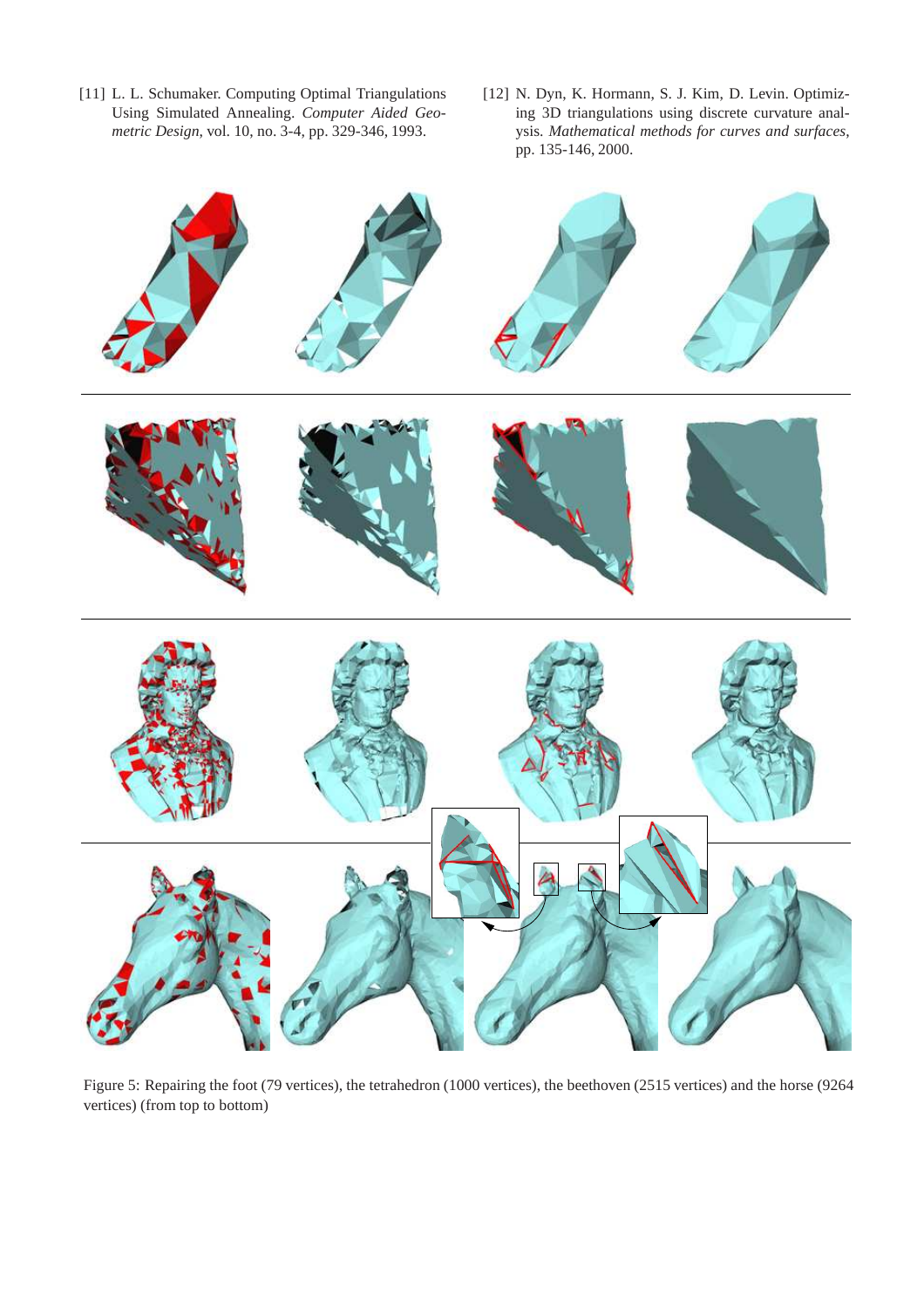[11] L. L. Schumaker. Computing Optimal Triangulations Using Simulated Annealing. *Computer Aided Geometric Design*, vol. 10, no. 3-4, pp. 329-346, 1993.

[12] N. Dyn, K. Hormann, S. J. Kim, D. Levin. Optimizing 3D triangulations using discrete curvature analysis. *Mathematical methods for curves and surfaces*, pp. 135-146, 2000.

Figure 5: Repairing the foot (79 vertices), the tetrahedron (1000 vertices), the beethoven (2515 vertices) and the horse (9264 vertices) (from top to bottom)